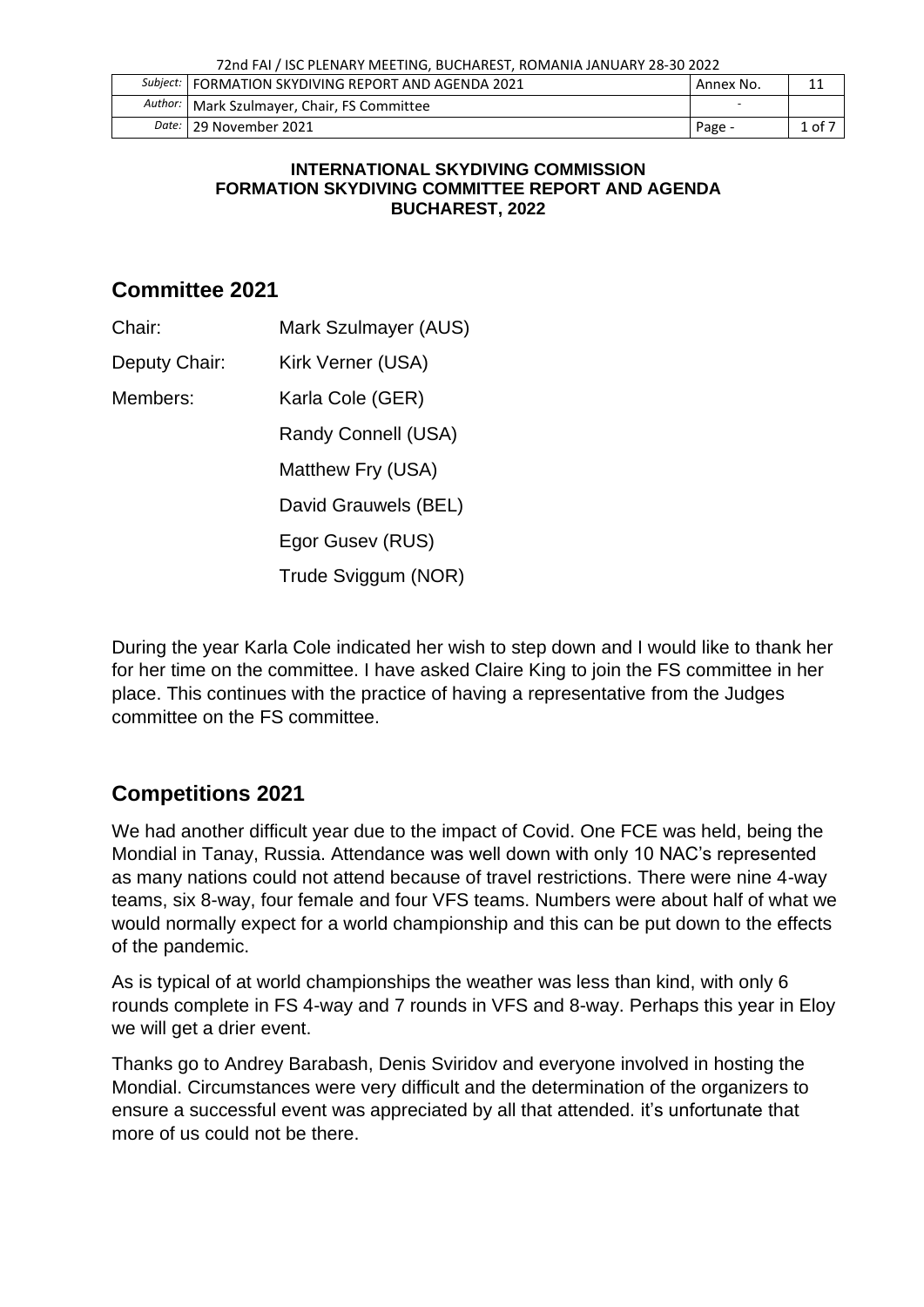| Subject: | FORMATION SKYDIVING REPORT AND AGENDA 2021 | Annex No. | 11 |
|---|---|---|---|
| Author: | Mark Szulmayer, Chair, FS Committee | - | |
| Date: | 29 November 2021 | Page - | 1 of 7 |

**INTERNATIONAL SKYDIVING COMMISSION**
**FORMATION SKYDIVING COMMITTEE REPORT AND AGENDA**
**BUCHAREST, 2022**

## Committee 2021

Chair: Mark Szulmayer (AUS)

Deputy Chair: Kirk Verner (USA)

Members: Karla Cole (GER)

Randy Connell (USA)

Matthew Fry (USA)

David Grauwels (BEL)

Egor Gusev (RUS)

Trude Sviggum (NOR)

During the year Karla Cole indicated her wish to step down and I would like to thank her for her time on the committee. I have asked Claire King to join the FS committee in her place. This continues with the practice of having a representative from the Judges committee on the FS committee.

## Competitions 2021

We had another difficult year due to the impact of Covid. One FCE was held, being the Mondial in Tanay, Russia. Attendance was well down with only 10 NAC's represented as many nations could not attend because of travel restrictions. There were nine 4-way teams, six 8-way, four female and four VFS teams. Numbers were about half of what we would normally expect for a world championship and this can be put down to the effects of the pandemic.

As is typical of at world championships the weather was less than kind, with only 6 rounds complete in FS 4-way and 7 rounds in VFS and 8-way. Perhaps this year in Eloy we will get a drier event.

Thanks go to Andrey Barabash, Denis Sviridov and everyone involved in hosting the Mondial. Circumstances were very difficult and the determination of the organizers to ensure a successful event was appreciated by all that attended. it's unfortunate that more of us could not be there.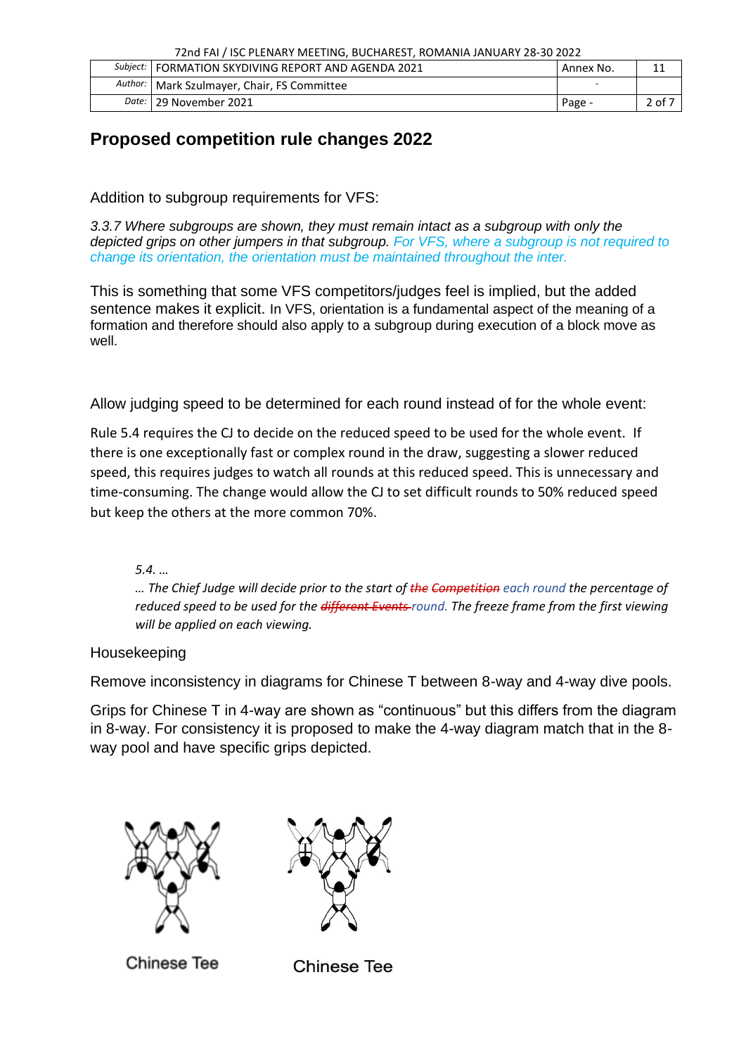## Proposed competition rule changes 2022

Addition to subgroup requirements for VFS:

*3.3.7 Where subgroups are shown, they must remain intact as a subgroup with only the depicted grips on other jumpers in that subgroup. For VFS, where a subgroup is not required to change its orientation, the orientation must be maintained throughout the inter.*

This is something that some VFS competitors/judges feel is implied, but the added sentence makes it explicit. In VFS, orientation is a fundamental aspect of the meaning of a formation and therefore should also apply to a subgroup during execution of a block move as well.

Allow judging speed to be determined for each round instead of for the whole event:

Rule 5.4 requires the CJ to decide on the reduced speed to be used for the whole event. If there is one exceptionally fast or complex round in the draw, suggesting a slower reduced speed, this requires judges to watch all rounds at this reduced speed. This is unnecessary and time-consuming. The change would allow the CJ to set difficult rounds to 50% reduced speed but keep the others at the more common 70%.

> *5.4. …*
>
> *… The Chief Judge will decide prior to the start of ~~the Competition~~ each round the percentage of reduced speed to be used for the ~~different Events~~ round. The freeze frame from the first viewing will be applied on each viewing.*

Housekeeping

Remove inconsistency in diagrams for Chinese T between 8-way and 4-way dive pools.

Grips for Chinese T in 4-way are shown as "continuous" but this differs from the diagram in 8-way. For consistency it is proposed to make the 4-way diagram match that in the 8-way pool and have specific grips depicted.

Chinese Tee

Chinese Tee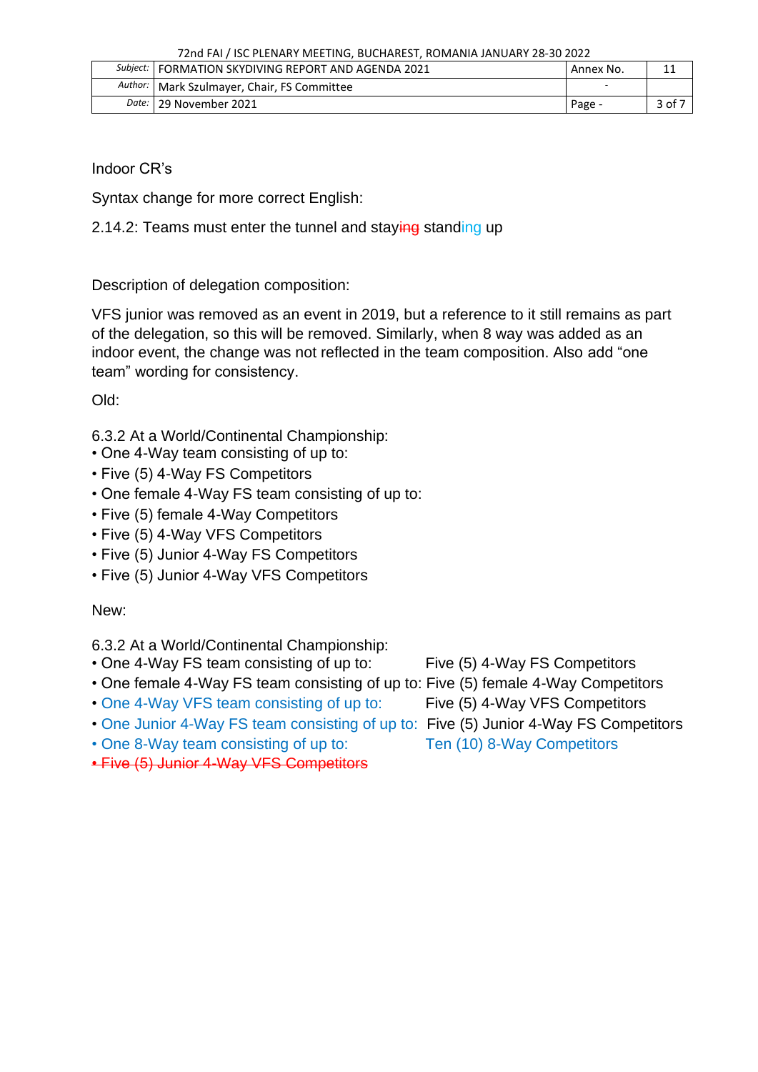Indoor CR's

Syntax change for more correct English:

2.14.2: Teams must enter the tunnel and st~~aying~~ standing up

Description of delegation composition:

VFS junior was removed as an event in 2019, but a reference to it still remains as part of the delegation, so this will be removed. Similarly, when 8 way was added as an indoor event, the change was not reflected in the team composition. Also add "one team" wording for consistency.

Old:

6.3.2 At a World/Continental Championship:
- One 4-Way team consisting of up to:
- Five (5) 4-Way FS Competitors
- One female 4-Way FS team consisting of up to:
- Five (5) female 4-Way Competitors
- Five (5) 4-Way VFS Competitors
- Five (5) Junior 4-Way FS Competitors
- Five (5) Junior 4-Way VFS Competitors

New:

6.3.2 At a World/Continental Championship:
- One 4-Way FS team consisting of up to: Five (5) 4-Way FS Competitors
- One female 4-Way FS team consisting of up to: Five (5) female 4-Way Competitors
- One 4-Way VFS team consisting of up to: Five (5) 4-Way VFS Competitors
- One Junior 4-Way FS team consisting of up to: Five (5) Junior 4-Way FS Competitors
- One 8-Way team consisting of up to: Ten (10) 8-Way Competitors
- ~~Five (5) Junior 4-Way VFS Competitors~~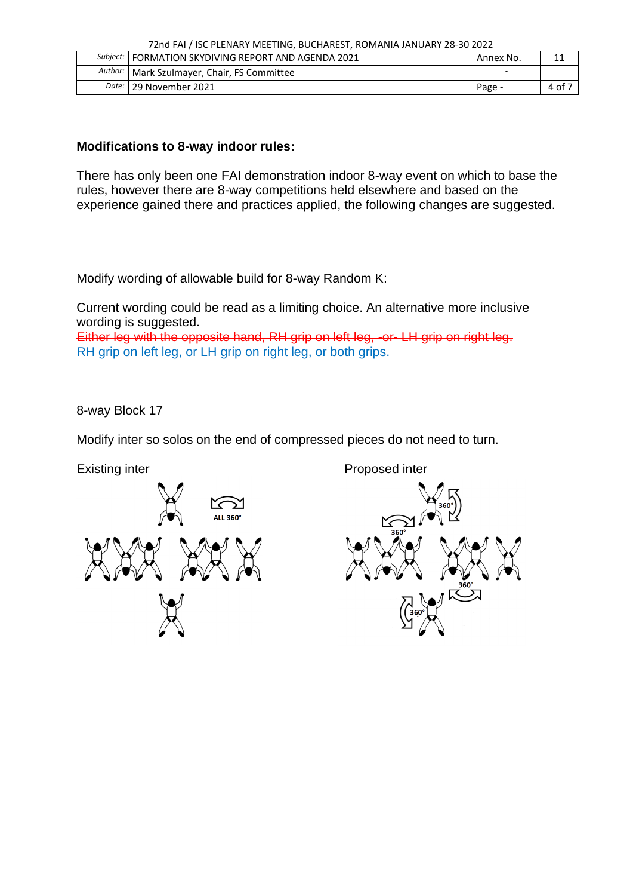**Modifications to 8-way indoor rules:**

There has only been one FAI demonstration indoor 8-way event on which to base the rules, however there are 8-way competitions held elsewhere and based on the experience gained there and practices applied, the following changes are suggested.

Modify wording of allowable build for 8-way Random K:

Current wording could be read as a limiting choice. An alternative more inclusive wording is suggested.

~~Either leg with the opposite hand, RH grip on left leg, -or- LH grip on right leg.~~

RH grip on left leg, or LH grip on right leg, or both grips.

8-way Block 17

Modify inter so solos on the end of compressed pieces do not need to turn.

Existing inter

ALL 360°

Proposed inter

360° 360° 360° 360°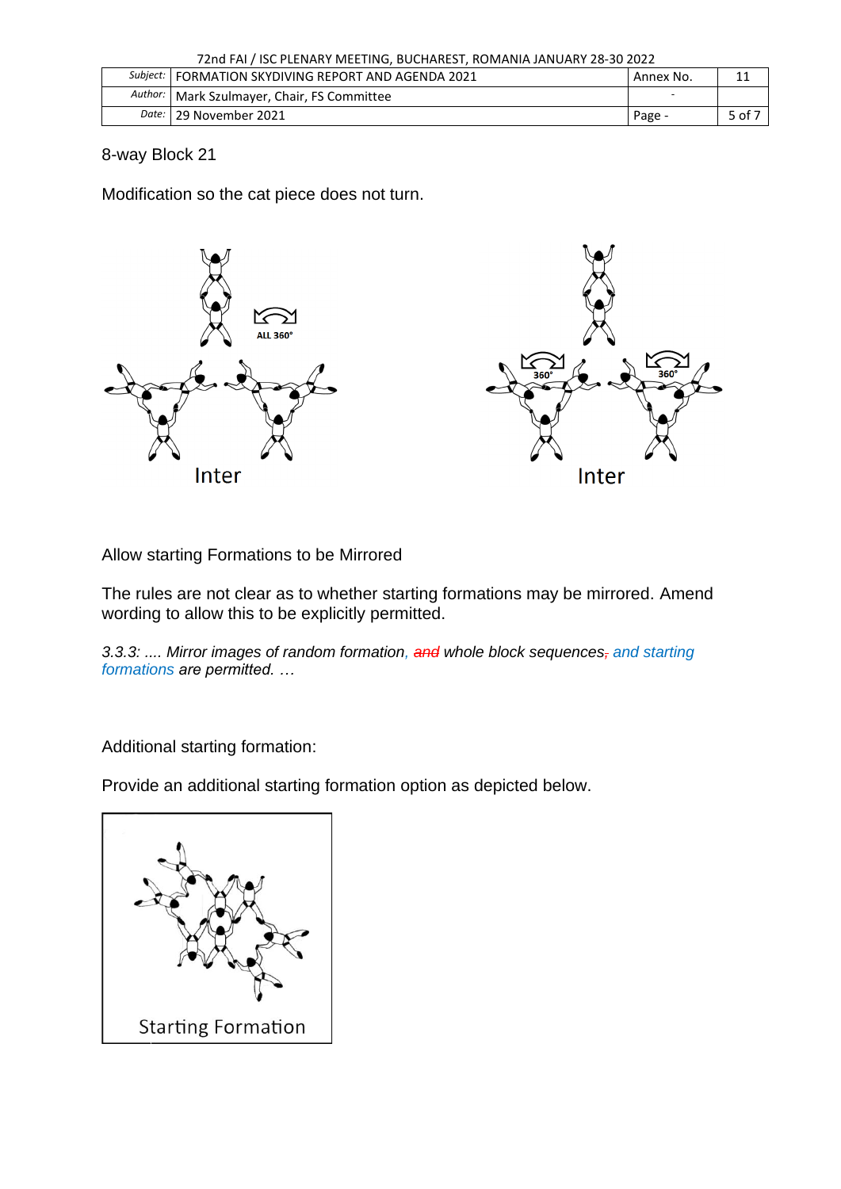8-way Block 21

Modification so the cat piece does not turn.

ALL 360°

Inter

360° 360°

Inter

Allow starting Formations to be Mirrored

The rules are not clear as to whether starting formations may be mirrored. Amend wording to allow this to be explicitly permitted.

*3.3.3: .... Mirror images of random formation, ~~and~~ whole block sequences~~,~~ and starting formations are permitted. …*

Additional starting formation:

Provide an additional starting formation option as depicted below.

Starting Formation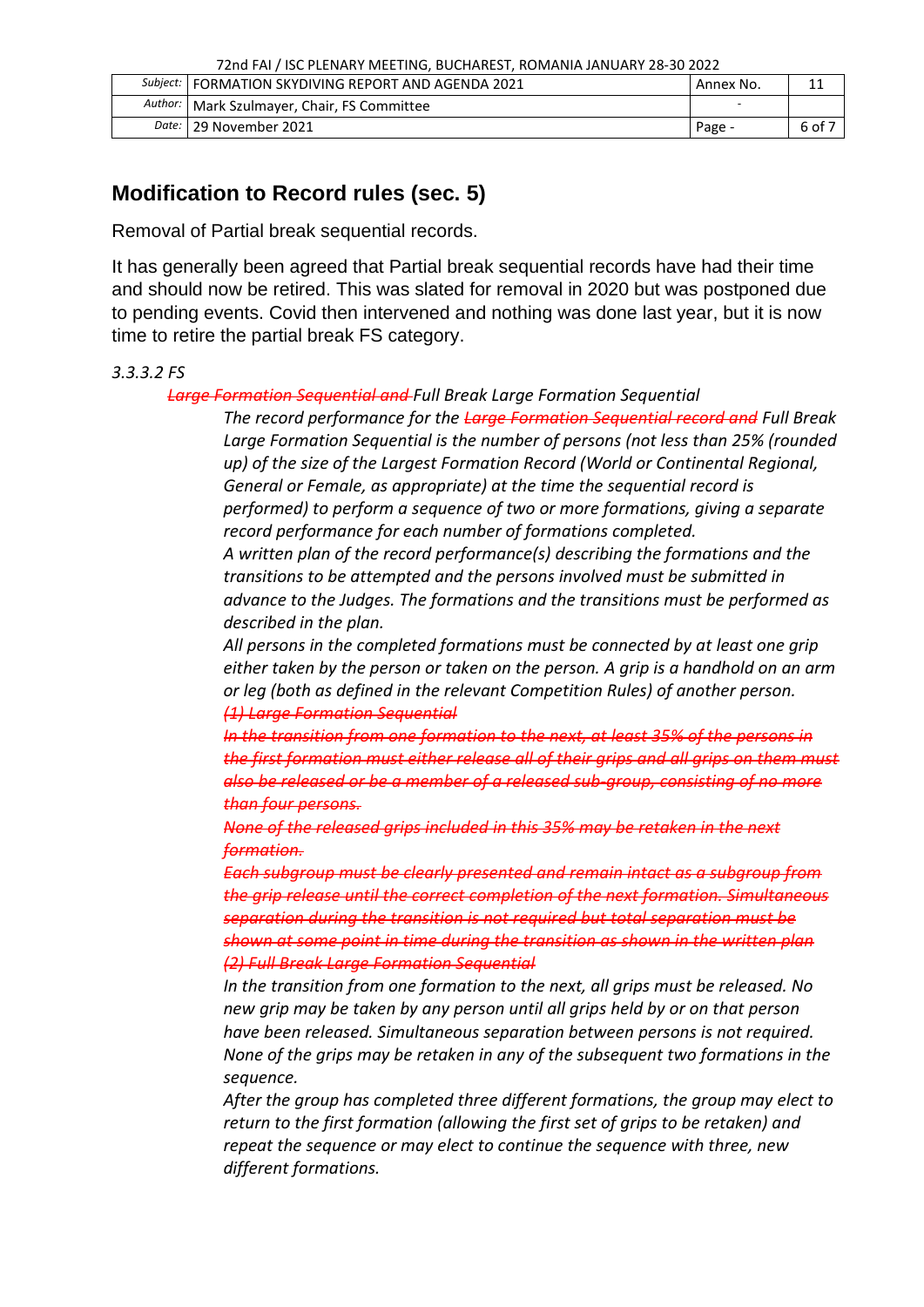## Modification to Record rules (sec. 5)

Removal of Partial break sequential records.

It has generally been agreed that Partial break sequential records have had their time and should now be retired. This was slated for removal in 2020 but was postponed due to pending events. Covid then intervened and nothing was done last year, but it is now time to retire the partial break FS category.

*3.3.3.2 FS*

*~~Large Formation Sequential and~~ Full Break Large Formation Sequential*

*The record performance for the ~~Large Formation Sequential record and~~ Full Break Large Formation Sequential is the number of persons (not less than 25% (rounded up) of the size of the Largest Formation Record (World or Continental Regional, General or Female, as appropriate) at the time the sequential record is performed) to perform a sequence of two or more formations, giving a separate record performance for each number of formations completed.*

*A written plan of the record performance(s) describing the formations and the transitions to be attempted and the persons involved must be submitted in advance to the Judges. The formations and the transitions must be performed as described in the plan.*

*All persons in the completed formations must be connected by at least one grip either taken by the person or taken on the person. A grip is a handhold on an arm or leg (both as defined in the relevant Competition Rules) of another person.*

*~~(1) Large Formation Sequential~~*

*~~In the transition from one formation to the next, at least 35% of the persons in the first formation must either release all of their grips and all grips on them must also be released or be a member of a released sub-group, consisting of no more than four persons.~~*

*~~None of the released grips included in this 35% may be retaken in the next formation.~~*

*~~Each subgroup must be clearly presented and remain intact as a subgroup from the grip release until the correct completion of the next formation. Simultaneous separation during the transition is not required but total separation must be shown at some point in time during the transition as shown in the written plan~~*

*~~(2) Full Break Large Formation Sequential~~*

*In the transition from one formation to the next, all grips must be released. No new grip may be taken by any person until all grips held by or on that person have been released. Simultaneous separation between persons is not required. None of the grips may be retaken in any of the subsequent two formations in the sequence.*

*After the group has completed three different formations, the group may elect to return to the first formation (allowing the first set of grips to be retaken) and repeat the sequence or may elect to continue the sequence with three, new different formations.*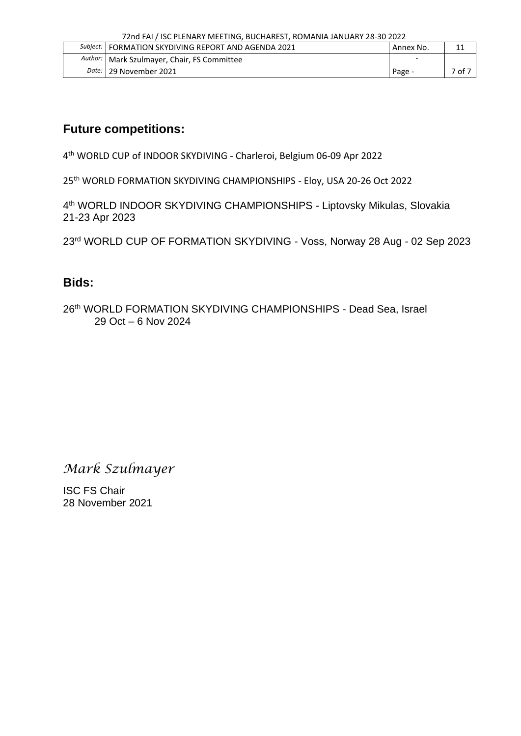## Future competitions:

4th WORLD CUP of INDOOR SKYDIVING - Charleroi, Belgium 06-09 Apr 2022

25th WORLD FORMATION SKYDIVING CHAMPIONSHIPS - Eloy, USA 20-26 Oct 2022

4th WORLD INDOOR SKYDIVING CHAMPIONSHIPS - Liptovsky Mikulas, Slovakia 21-23 Apr 2023

23rd WORLD CUP OF FORMATION SKYDIVING - Voss, Norway 28 Aug - 02 Sep 2023

## Bids:

26th WORLD FORMATION SKYDIVING CHAMPIONSHIPS - Dead Sea, Israel
29 Oct – 6 Nov 2024

*Mark Szulmayer*

ISC FS Chair
28 November 2021